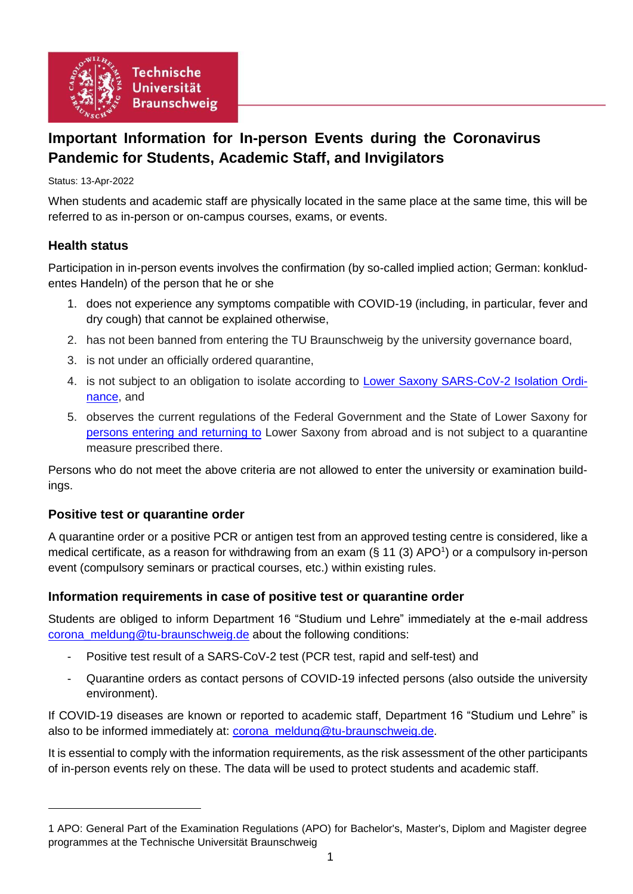# Important Information for In-person Events during the Coronavirus Pandemic for Students, Academic Staff, and Invigilators

Status: 13-Apr-2022

When students and academic staff are physically located in the same place at the same time, this will be referred to as in-person or on-campus courses, exams, or events.

## Health status

Participation in in-person events involves the confirmation (by so-called implied action; German: konkludentes Handeln) of the person that he or she

1. does not experience any symptoms compatible with COVID-19 (including, in particular, fever and dry cough) that cannot be explained otherwise,
2. has not been banned from entering the TU Braunschweig by the university governance board,
3. is not under an officially ordered quarantine,
4. is not subject to an obligation to isolate according to Lower Saxony SARS-CoV-2 Isolation Ordinance, and
5. observes the current regulations of the Federal Government and the State of Lower Saxony for persons entering and returning to Lower Saxony from abroad and is not subject to a quarantine measure prescribed there.

Persons who do not meet the above criteria are not allowed to enter the university or examination buildings.

## Positive test or quarantine order

A quarantine order or a positive PCR or antigen test from an approved testing centre is considered, like a medical certificate, as a reason for withdrawing from an exam (§ 11 (3) APO[1]) or a compulsory in-person event (compulsory seminars or practical courses, etc.) within existing rules.

## Information requirements in case of positive test or quarantine order

Students are obliged to inform Department 16 "Studium und Lehre" immediately at the e-mail address corona_meldung@tu-braunschweig.de about the following conditions:

- Positive test result of a SARS-CoV-2 test (PCR test, rapid and self-test) and
- Quarantine orders as contact persons of COVID-19 infected persons (also outside the university environment).

If COVID-19 diseases are known or reported to academic staff, Department 16 "Studium und Lehre" is also to be informed immediately at: corona_meldung@tu-braunschweig.de.

It is essential to comply with the information requirements, as the risk assessment of the other participants of in-person events rely on these. The data will be used to protect students and academic staff.

---

1 APO: General Part of the Examination Regulations (APO) for Bachelor's, Master's, Diplom and Magister degree programmes at the Technische Universität Braunschweig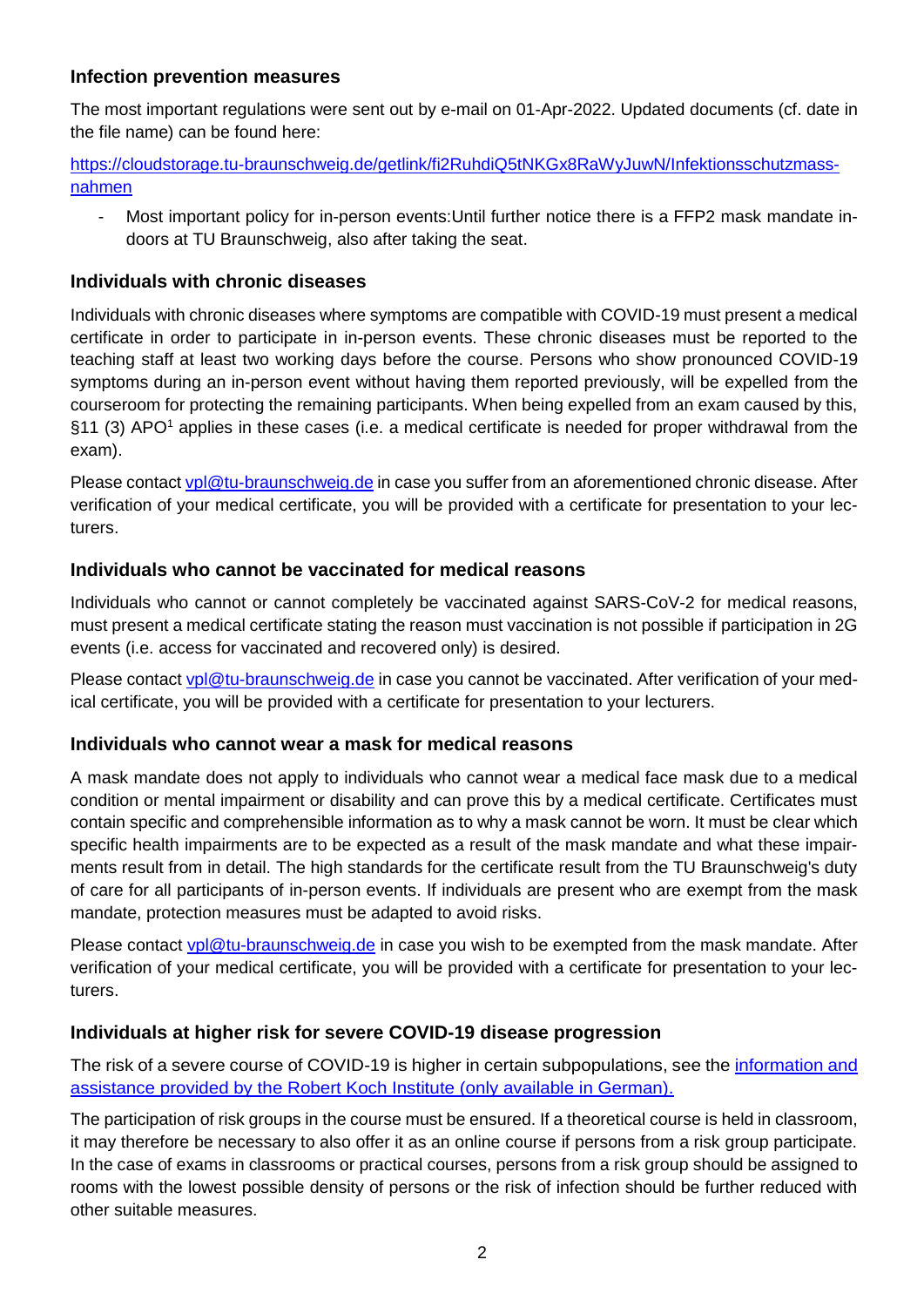### Infection prevention measures

The most important regulations were sent out by e-mail on 01-Apr-2022. Updated documents (cf. date in the file name) can be found here:

[https://cloudstorage.tu-braunschweig.de/getlink/fi2RuhdiQ5tNKGx8RaWyJuwN/Infektionsschutzmassnahmen](https://cloudstorage.tu-braunschweig.de/getlink/fi2RuhdiQ5tNKGx8RaWyJuwN/Infektionsschutzmassnahmen)

- Most important policy for in-person events:Until further notice there is a FFP2 mask mandate indoors at TU Braunschweig, also after taking the seat.

### Individuals with chronic diseases

Individuals with chronic diseases where symptoms are compatible with COVID-19 must present a medical certificate in order to participate in in-person events. These chronic diseases must be reported to the teaching staff at least two working days before the course. Persons who show pronounced COVID-19 symptoms during an in-person event without having them reported previously, will be expelled from the courseroom for protecting the remaining participants. When being expelled from an exam caused by this, §11 (3) APO[1] applies in these cases (i.e. a medical certificate is needed for proper withdrawal from the exam).

Please contact [vpl@tu-braunschweig.de](mailto:vpl@tu-braunschweig.de) in case you suffer from an aforementioned chronic disease. After verification of your medical certificate, you will be provided with a certificate for presentation to your lecturers.

### Individuals who cannot be vaccinated for medical reasons

Individuals who cannot or cannot completely be vaccinated against SARS-CoV-2 for medical reasons, must present a medical certificate stating the reason must vaccination is not possible if participation in 2G events (i.e. access for vaccinated and recovered only) is desired.

Please contact [vpl@tu-braunschweig.de](mailto:vpl@tu-braunschweig.de) in case you cannot be vaccinated. After verification of your medical certificate, you will be provided with a certificate for presentation to your lecturers.

### Individuals who cannot wear a mask for medical reasons

A mask mandate does not apply to individuals who cannot wear a medical face mask due to a medical condition or mental impairment or disability and can prove this by a medical certificate. Certificates must contain specific and comprehensible information as to why a mask cannot be worn. It must be clear which specific health impairments are to be expected as a result of the mask mandate and what these impairments result from in detail. The high standards for the certificate result from the TU Braunschweig's duty of care for all participants of in-person events. If individuals are present who are exempt from the mask mandate, protection measures must be adapted to avoid risks.

Please contact [vpl@tu-braunschweig.de](mailto:vpl@tu-braunschweig.de) in case you wish to be exempted from the mask mandate. After verification of your medical certificate, you will be provided with a certificate for presentation to your lecturers.

### Individuals at higher risk for severe COVID-19 disease progression

The risk of a severe course of COVID-19 is higher in certain subpopulations, see the information and assistance provided by the Robert Koch Institute (only available in German).

The participation of risk groups in the course must be ensured. If a theoretical course is held in classroom, it may therefore be necessary to also offer it as an online course if persons from a risk group participate. In the case of exams in classrooms or practical courses, persons from a risk group should be assigned to rooms with the lowest possible density of persons or the risk of infection should be further reduced with other suitable measures.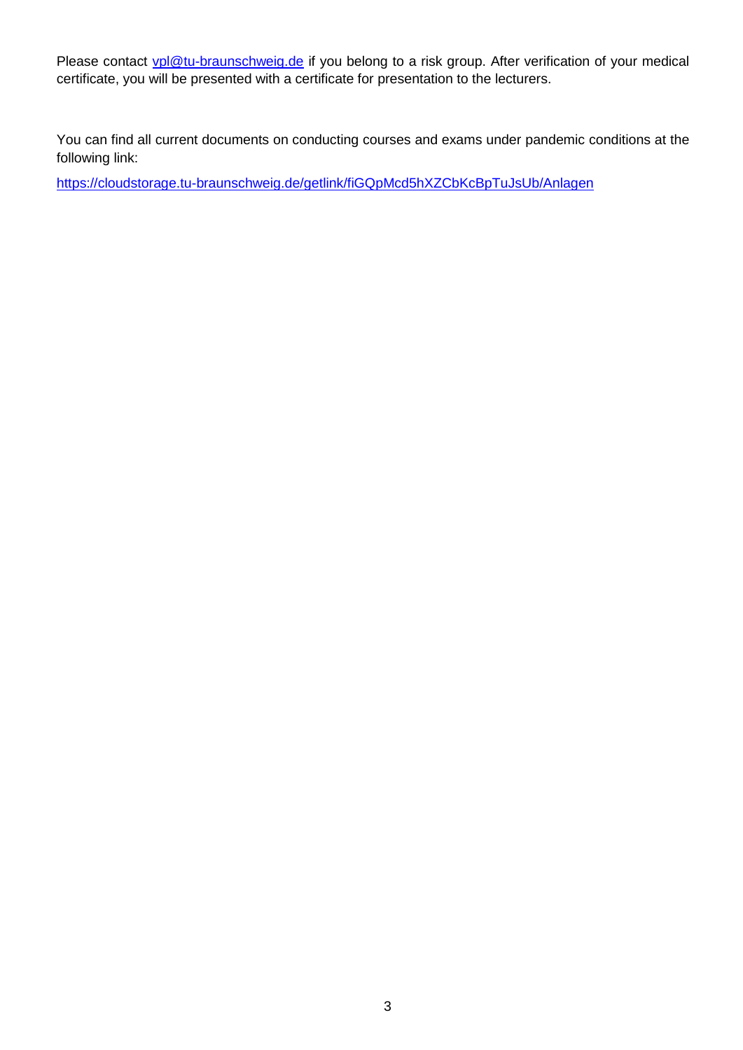Please contact [vpl@tu-braunschweig.de](mailto:vpl@tu-braunschweig.de) if you belong to a risk group. After verification of your medical certificate, you will be presented with a certificate for presentation to the lecturers.

You can find all current documents on conducting courses and exams under pandemic conditions at the following link:

[https://cloudstorage.tu-braunschweig.de/getlink/fiGQpMcd5hXZCbKcBpTuJsUb/Anlagen](https://cloudstorage.tu-braunschweig.de/getlink/fiGQpMcd5hXZCbKcBpTuJsUb/Anlagen)